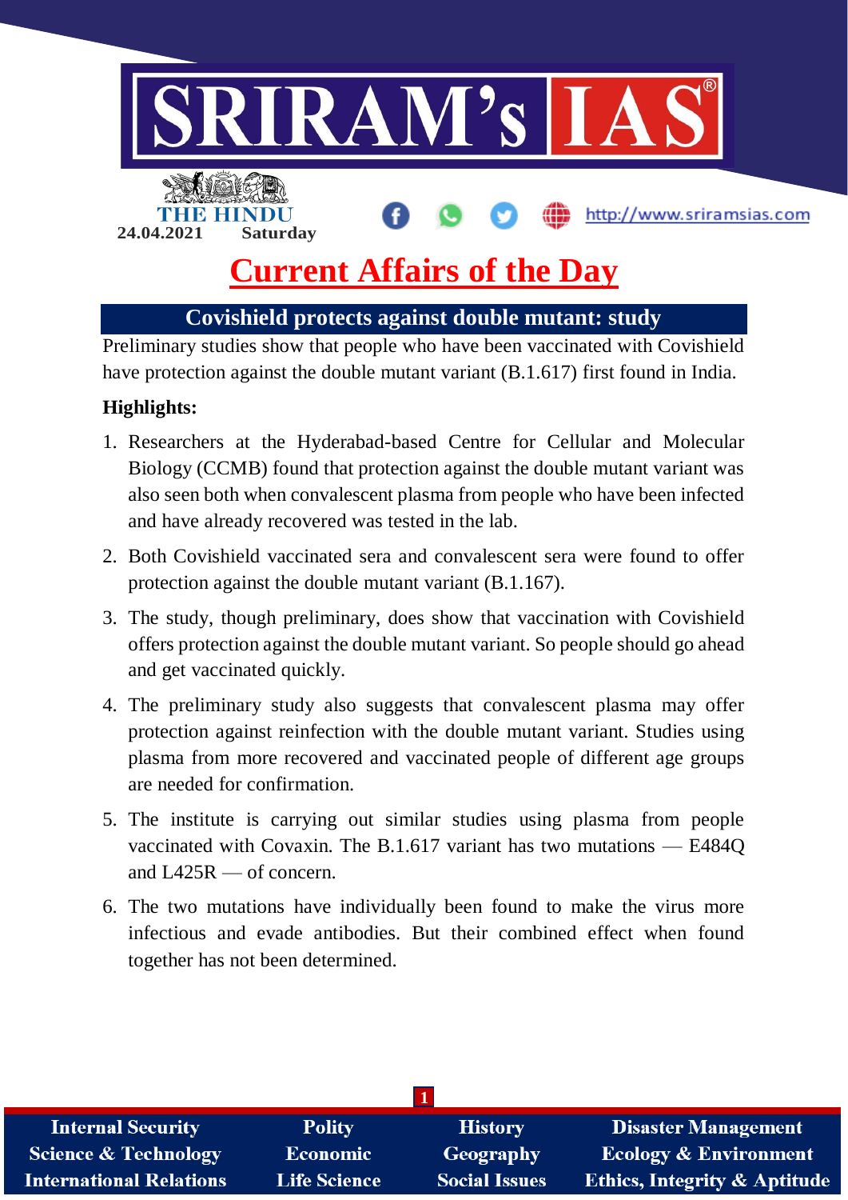THE HINDU
24.04.2021 Saturday

# Current Affairs of the Day

## Covishield protects against double mutant: study

Preliminary studies show that people who have been vaccinated with Covishield have protection against the double mutant variant (B.1.617) first found in India.

**Highlights:**

1. Researchers at the Hyderabad-based Centre for Cellular and Molecular Biology (CCMB) found that protection against the double mutant variant was also seen both when convalescent plasma from people who have been infected and have already recovered was tested in the lab.
2. Both Covishield vaccinated sera and convalescent sera were found to offer protection against the double mutant variant (B.1.167).
3. The study, though preliminary, does show that vaccination with Covishield offers protection against the double mutant variant. So people should go ahead and get vaccinated quickly.
4. The preliminary study also suggests that convalescent plasma may offer protection against reinfection with the double mutant variant. Studies using plasma from more recovered and vaccinated people of different age groups are needed for confirmation.
5. The institute is carrying out similar studies using plasma from people vaccinated with Covaxin. The B.1.617 variant has two mutations — E484Q and L425R — of concern.
6. The two mutations have individually been found to make the virus more infectious and evade antibodies. But their combined effect when found together has not been determined.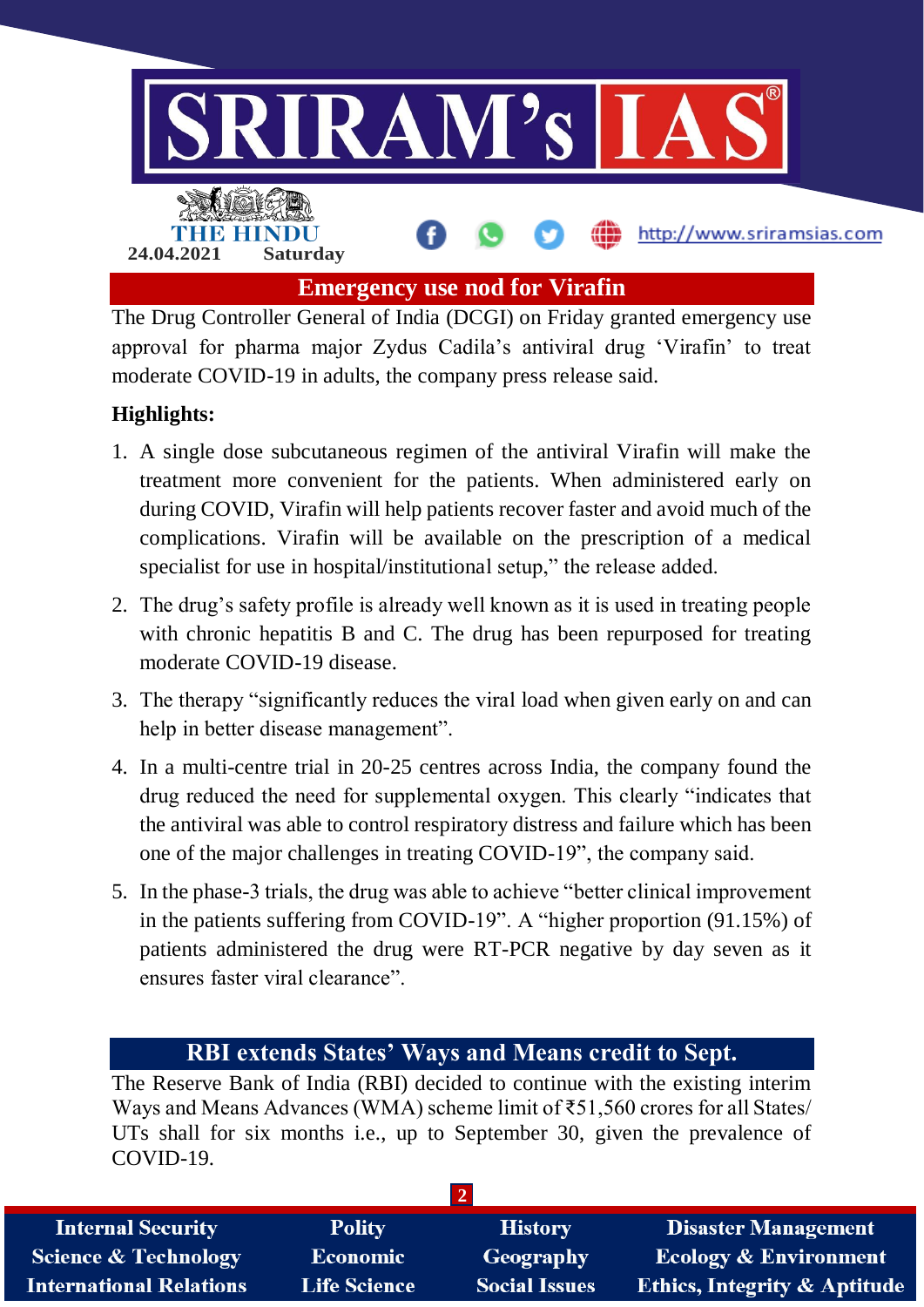## Emergency use nod for Virafin

The Drug Controller General of India (DCGI) on Friday granted emergency use approval for pharma major Zydus Cadila's antiviral drug 'Virafin' to treat moderate COVID-19 in adults, the company press release said.

**Highlights:**

1. A single dose subcutaneous regimen of the antiviral Virafin will make the treatment more convenient for the patients. When administered early on during COVID, Virafin will help patients recover faster and avoid much of the complications. Virafin will be available on the prescription of a medical specialist for use in hospital/institutional setup," the release added.
2. The drug's safety profile is already well known as it is used in treating people with chronic hepatitis B and C. The drug has been repurposed for treating moderate COVID-19 disease.
3. The therapy "significantly reduces the viral load when given early on and can help in better disease management".
4. In a multi-centre trial in 20-25 centres across India, the company found the drug reduced the need for supplemental oxygen. This clearly "indicates that the antiviral was able to control respiratory distress and failure which has been one of the major challenges in treating COVID-19", the company said.
5. In the phase-3 trials, the drug was able to achieve "better clinical improvement in the patients suffering from COVID-19". A "higher proportion (91.15%) of patients administered the drug were RT-PCR negative by day seven as it ensures faster viral clearance".

## RBI extends States' Ways and Means credit to Sept.

The Reserve Bank of India (RBI) decided to continue with the existing interim Ways and Means Advances (WMA) scheme limit of ₹51,560 crores for all States/ UTs shall for six months i.e., up to September 30, given the prevalence of COVID-19.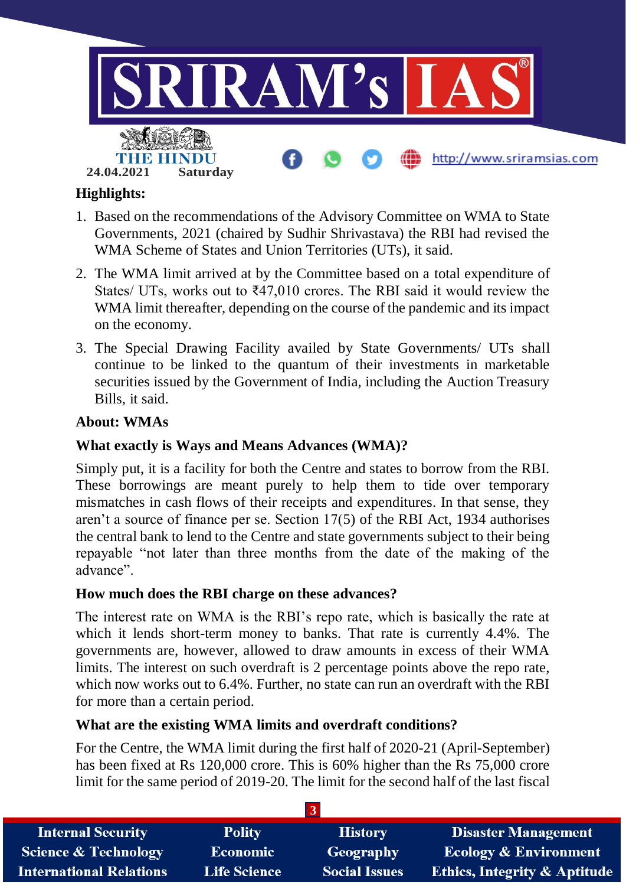**Highlights:**

1. Based on the recommendations of the Advisory Committee on WMA to State Governments, 2021 (chaired by Sudhir Shrivastava) the RBI had revised the WMA Scheme of States and Union Territories (UTs), it said.
2. The WMA limit arrived at by the Committee based on a total expenditure of States/ UTs, works out to ₹47,010 crores. The RBI said it would review the WMA limit thereafter, depending on the course of the pandemic and its impact on the economy.
3. The Special Drawing Facility availed by State Governments/ UTs shall continue to be linked to the quantum of their investments in marketable securities issued by the Government of India, including the Auction Treasury Bills, it said.

**About: WMAs**

**What exactly is Ways and Means Advances (WMA)?**

Simply put, it is a facility for both the Centre and states to borrow from the RBI. These borrowings are meant purely to help them to tide over temporary mismatches in cash flows of their receipts and expenditures. In that sense, they aren't a source of finance per se. Section 17(5) of the RBI Act, 1934 authorises the central bank to lend to the Centre and state governments subject to their being repayable "not later than three months from the date of the making of the advance".

**How much does the RBI charge on these advances?**

The interest rate on WMA is the RBI's repo rate, which is basically the rate at which it lends short-term money to banks. That rate is currently 4.4%. The governments are, however, allowed to draw amounts in excess of their WMA limits. The interest on such overdraft is 2 percentage points above the repo rate, which now works out to 6.4%. Further, no state can run an overdraft with the RBI for more than a certain period.

**What are the existing WMA limits and overdraft conditions?**

For the Centre, the WMA limit during the first half of 2020-21 (April-September) has been fixed at Rs 120,000 crore. This is 60% higher than the Rs 75,000 crore limit for the same period of 2019-20. The limit for the second half of the last fiscal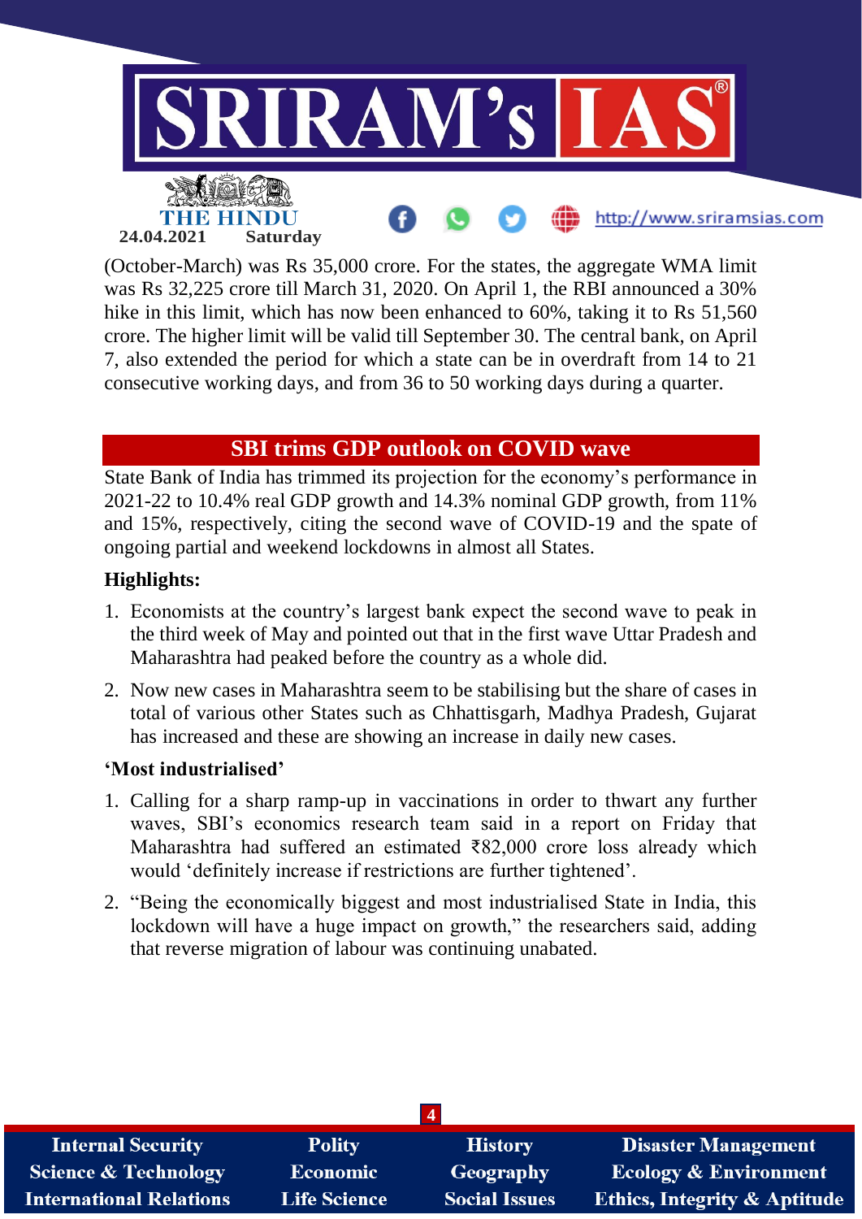(October-March) was Rs 35,000 crore. For the states, the aggregate WMA limit was Rs 32,225 crore till March 31, 2020. On April 1, the RBI announced a 30% hike in this limit, which has now been enhanced to 60%, taking it to Rs 51,560 crore. The higher limit will be valid till September 30. The central bank, on April 7, also extended the period for which a state can be in overdraft from 14 to 21 consecutive working days, and from 36 to 50 working days during a quarter.

## SBI trims GDP outlook on COVID wave

State Bank of India has trimmed its projection for the economy's performance in 2021-22 to 10.4% real GDP growth and 14.3% nominal GDP growth, from 11% and 15%, respectively, citing the second wave of COVID-19 and the spate of ongoing partial and weekend lockdowns in almost all States.

**Highlights:**

1. Economists at the country's largest bank expect the second wave to peak in the third week of May and pointed out that in the first wave Uttar Pradesh and Maharashtra had peaked before the country as a whole did.
2. Now new cases in Maharashtra seem to be stabilising but the share of cases in total of various other States such as Chhattisgarh, Madhya Pradesh, Gujarat has increased and these are showing an increase in daily new cases.

**'Most industrialised'**

1. Calling for a sharp ramp-up in vaccinations in order to thwart any further waves, SBI's economics research team said in a report on Friday that Maharashtra had suffered an estimated ₹82,000 crore loss already which would 'definitely increase if restrictions are further tightened'.
2. "Being the economically biggest and most industrialised State in India, this lockdown will have a huge impact on growth," the researchers said, adding that reverse migration of labour was continuing unabated.